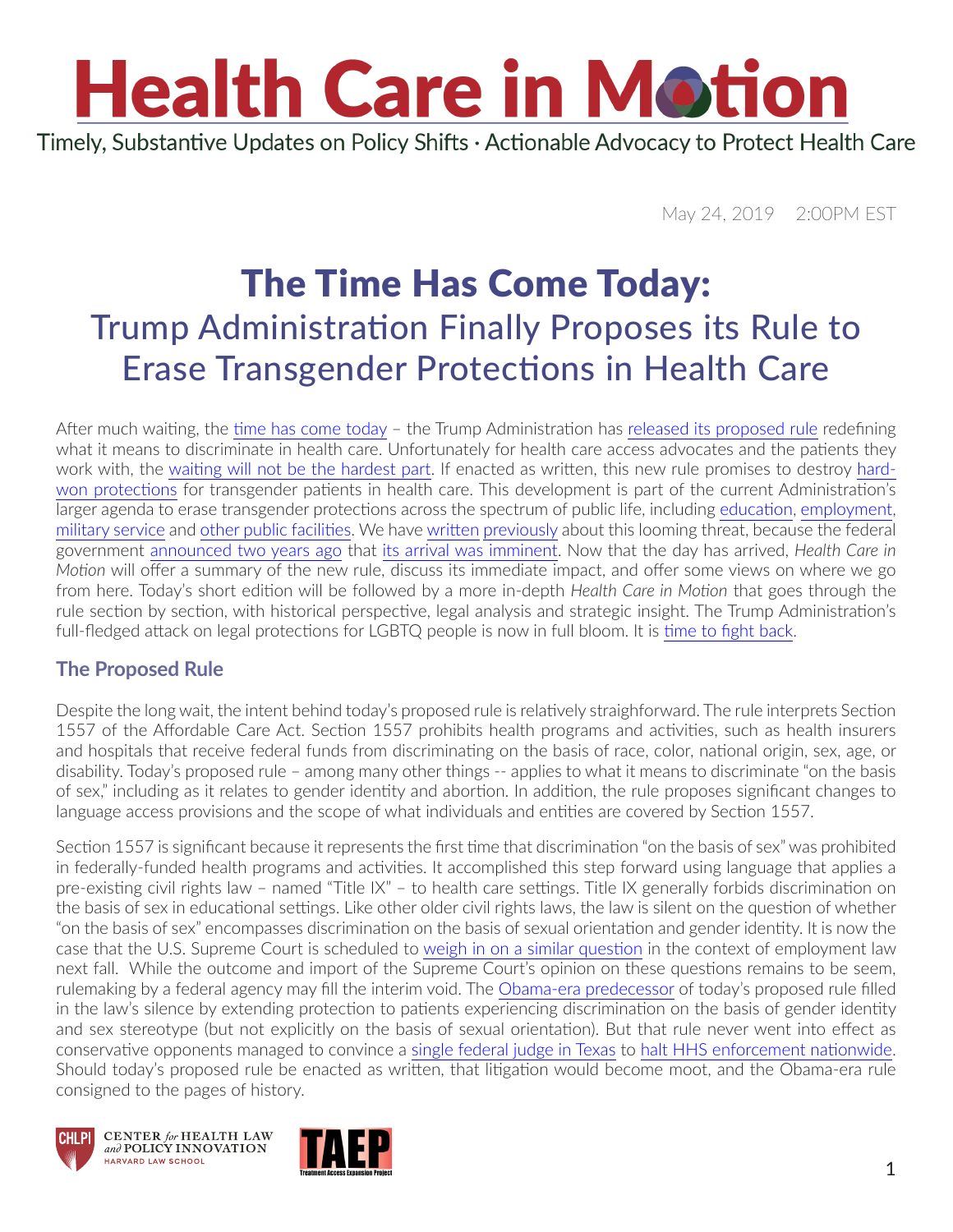# Health Care in Motion

Timely, Substantive Updates on Policy Shifts · Actionable Advocacy to Protect Health Care

May 24, 2019    2:00PM EST

## The Time Has Come Today:
### Trump Administration Finally Proposes its Rule to Erase Transgender Protections in Health Care

After much waiting, the time has come today – the Trump Administration has released its proposed rule redefining what it means to discriminate in health care. Unfortunately for health care access advocates and the patients they work with, the waiting will not be the hardest part. If enacted as written, this new rule promises to destroy hard-won protections for transgender patients in health care. This development is part of the current Administration's larger agenda to erase transgender protections across the spectrum of public life, including education, employment, military service and other public facilities. We have written previously about this looming threat, because the federal government announced two years ago that its arrival was imminent. Now that the day has arrived, *Health Care in Motion* will offer a summary of the new rule, discuss its immediate impact, and offer some views on where we go from here. Today's short edition will be followed by a more in-depth *Health Care in Motion* that goes through the rule section by section, with historical perspective, legal analysis and strategic insight. The Trump Administration's full-fledged attack on legal protections for LGBTQ people is now in full bloom. It is time to fight back.

### The Proposed Rule

Despite the long wait, the intent behind today's proposed rule is relatively straighforward. The rule interprets Section 1557 of the Affordable Care Act. Section 1557 prohibits health programs and activities, such as health insurers and hospitals that receive federal funds from discriminating on the basis of race, color, national origin, sex, age, or disability. Today's proposed rule – among many other things -- applies to what it means to discriminate "on the basis of sex," including as it relates to gender identity and abortion. In addition, the rule proposes significant changes to language access provisions and the scope of what individuals and entities are covered by Section 1557.

Section 1557 is significant because it represents the first time that discrimination "on the basis of sex" was prohibited in federally-funded health programs and activities. It accomplished this step forward using language that applies a pre-existing civil rights law – named "Title IX" – to health care settings. Title IX generally forbids discrimination on the basis of sex in educational settings. Like other older civil rights laws, the law is silent on the question of whether "on the basis of sex" encompasses discrimination on the basis of sexual orientation and gender identity. It is now the case that the U.S. Supreme Court is scheduled to weigh in on a similar question in the context of employment law next fall. While the outcome and import of the Supreme Court's opinion on these questions remains to be seem, rulemaking by a federal agency may fill the interim void. The Obama-era predecessor of today's proposed rule filled in the law's silence by extending protection to patients experiencing discrimination on the basis of gender identity and sex stereotype (but not explicitly on the basis of sexual orientation). But that rule never went into effect as conservative opponents managed to convince a single federal judge in Texas to halt HHS enforcement nationwide. Should today's proposed rule be enacted as written, that litigation would become moot, and the Obama-era rule consigned to the pages of history.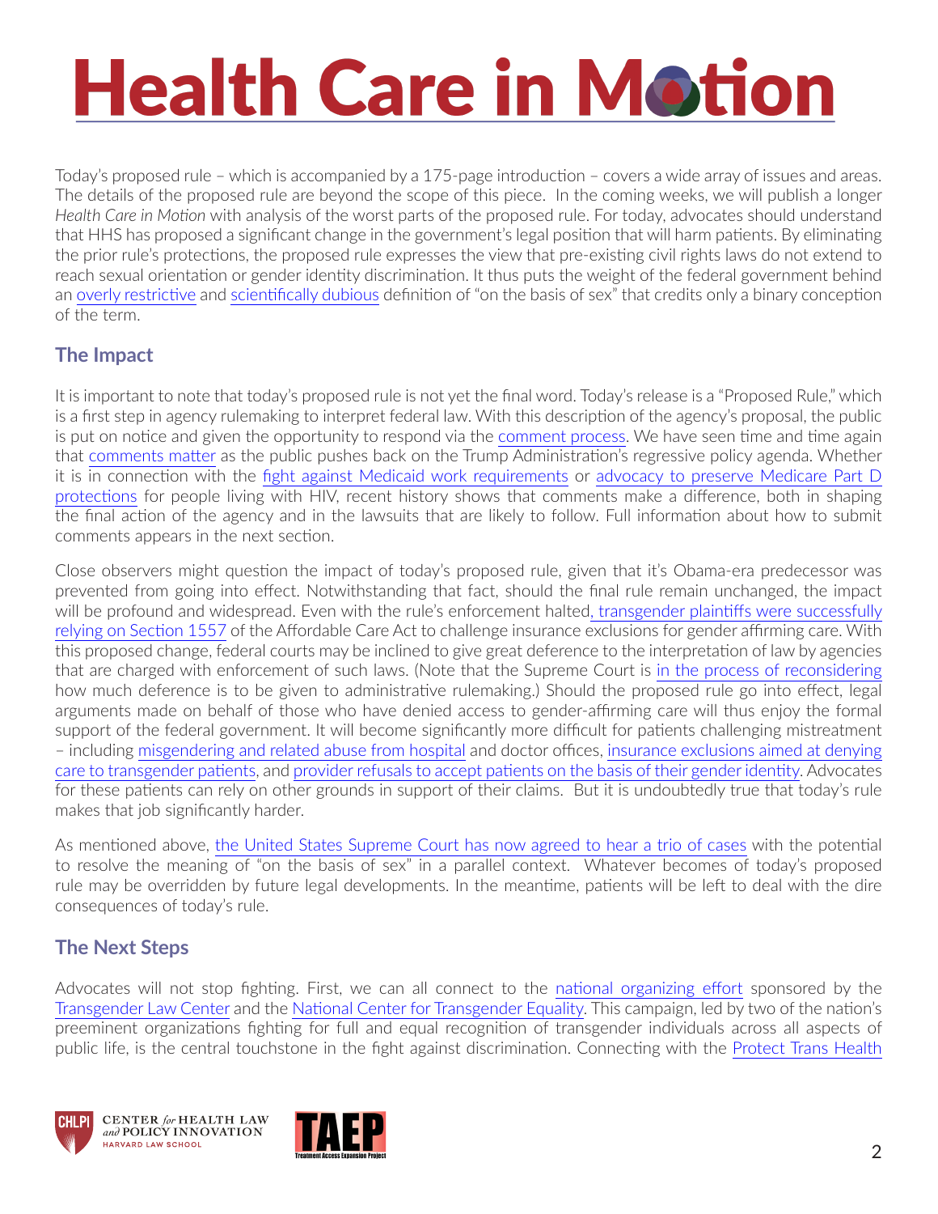Today's proposed rule – which is accompanied by a 175-page introduction – covers a wide array of issues and areas. The details of the proposed rule are beyond the scope of this piece. In the coming weeks, we will publish a longer *Health Care in Motion* with analysis of the worst parts of the proposed rule. For today, advocates should understand that HHS has proposed a significant change in the government's legal position that will harm patients. By eliminating the prior rule's protections, the proposed rule expresses the view that pre-existing civil rights laws do not extend to reach sexual orientation or gender identity discrimination. It thus puts the weight of the federal government behind an overly restrictive and scientifically dubious definition of "on the basis of sex" that credits only a binary conception of the term.

## The Impact

It is important to note that today's proposed rule is not yet the final word. Today's release is a "Proposed Rule," which is a first step in agency rulemaking to interpret federal law. With this description of the agency's proposal, the public is put on notice and given the opportunity to respond via the comment process. We have seen time and time again that comments matter as the public pushes back on the Trump Administration's regressive policy agenda. Whether it is in connection with the fight against Medicaid work requirements or advocacy to preserve Medicare Part D protections for people living with HIV, recent history shows that comments make a difference, both in shaping the final action of the agency and in the lawsuits that are likely to follow. Full information about how to submit comments appears in the next section.

Close observers might question the impact of today's proposed rule, given that it's Obama-era predecessor was prevented from going into effect. Notwithstanding that fact, should the final rule remain unchanged, the impact will be profound and widespread. Even with the rule's enforcement halted, transgender plaintiffs were successfully relying on Section 1557 of the Affordable Care Act to challenge insurance exclusions for gender affirming care. With this proposed change, federal courts may be inclined to give great deference to the interpretation of law by agencies that are charged with enforcement of such laws. (Note that the Supreme Court is in the process of reconsidering how much deference is to be given to administrative rulemaking.) Should the proposed rule go into effect, legal arguments made on behalf of those who have denied access to gender-affirming care will thus enjoy the formal support of the federal government. It will become significantly more difficult for patients challenging mistreatment – including misgendering and related abuse from hospital and doctor offices, insurance exclusions aimed at denying care to transgender patients, and provider refusals to accept patients on the basis of their gender identity. Advocates for these patients can rely on other grounds in support of their claims. But it is undoubtedly true that today's rule makes that job significantly harder.

As mentioned above, the United States Supreme Court has now agreed to hear a trio of cases with the potential to resolve the meaning of "on the basis of sex" in a parallel context. Whatever becomes of today's proposed rule may be overridden by future legal developments. In the meantime, patients will be left to deal with the dire consequences of today's rule.

## The Next Steps

Advocates will not stop fighting. First, we can all connect to the national organizing effort sponsored by the Transgender Law Center and the National Center for Transgender Equality. This campaign, led by two of the nation's preeminent organizations fighting for full and equal recognition of transgender individuals across all aspects of public life, is the central touchstone in the fight against discrimination. Connecting with the Protect Trans Health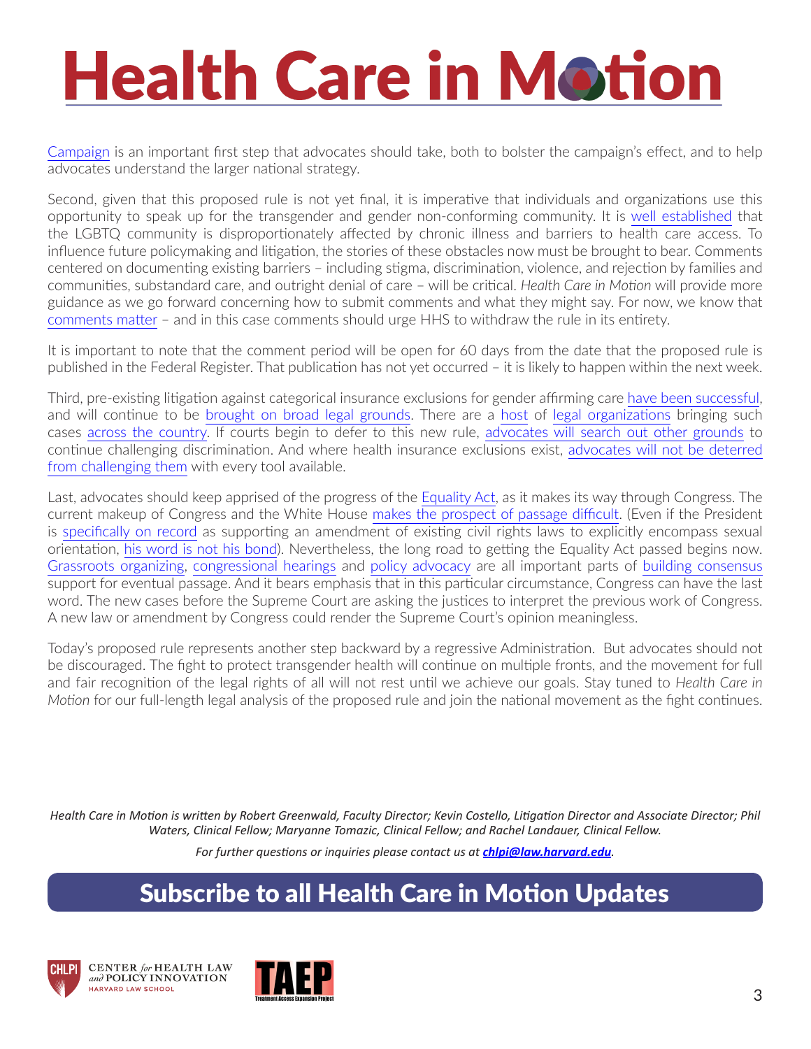Campaign is an important first step that advocates should take, both to bolster the campaign's effect, and to help advocates understand the larger national strategy.

Second, given that this proposed rule is not yet final, it is imperative that individuals and organizations use this opportunity to speak up for the transgender and gender non-conforming community. It is well established that the LGBTQ community is disproportionately affected by chronic illness and barriers to health care access. To influence future policymaking and litigation, the stories of these obstacles now must be brought to bear. Comments centered on documenting existing barriers – including stigma, discrimination, violence, and rejection by families and communities, substandard care, and outright denial of care – will be critical. *Health Care in Motion* will provide more guidance as we go forward concerning how to submit comments and what they might say. For now, we know that comments matter – and in this case comments should urge HHS to withdraw the rule in its entirety.

It is important to note that the comment period will be open for 60 days from the date that the proposed rule is published in the Federal Register. That publication has not yet occurred – it is likely to happen within the next week.

Third, pre-existing litigation against categorical insurance exclusions for gender affirming care have been successful, and will continue to be brought on broad legal grounds. There are a host of legal organizations bringing such cases across the country. If courts begin to defer to this new rule, advocates will search out other grounds to continue challenging discrimination. And where health insurance exclusions exist, advocates will not be deterred from challenging them with every tool available.

Last, advocates should keep apprised of the progress of the Equality Act, as it makes its way through Congress. The current makeup of Congress and the White House makes the prospect of passage difficult. (Even if the President is specifically on record as supporting an amendment of existing civil rights laws to explicitly encompass sexual orientation, his word is not his bond). Nevertheless, the long road to getting the Equality Act passed begins now. Grassroots organizing, congressional hearings and policy advocacy are all important parts of building consensus support for eventual passage. And it bears emphasis that in this particular circumstance, Congress can have the last word. The new cases before the Supreme Court are asking the justices to interpret the previous work of Congress. A new law or amendment by Congress could render the Supreme Court's opinion meaningless.

Today's proposed rule represents another step backward by a regressive Administration. But advocates should not be discouraged. The fight to protect transgender health will continue on multiple fronts, and the movement for full and fair recognition of the legal rights of all will not rest until we achieve our goals. Stay tuned to *Health Care in Motion* for our full-length legal analysis of the proposed rule and join the national movement as the fight continues.

*Health Care in Motion is written by Robert Greenwald, Faculty Director; Kevin Costello, Litigation Director and Associate Director; Phil Waters, Clinical Fellow; Maryanne Tomazic, Clinical Fellow; and Rachel Landauer, Clinical Fellow.*

*For further questions or inquiries please contact us at* ***chlpi@law.harvard.edu****.*

## Subscribe to all Health Care in Motion Updates

CENTER *for* HEALTH LAW *and* POLICY INNOVATION
HARVARD LAW SCHOOL

TAEP
Treatment Access Expansion Project